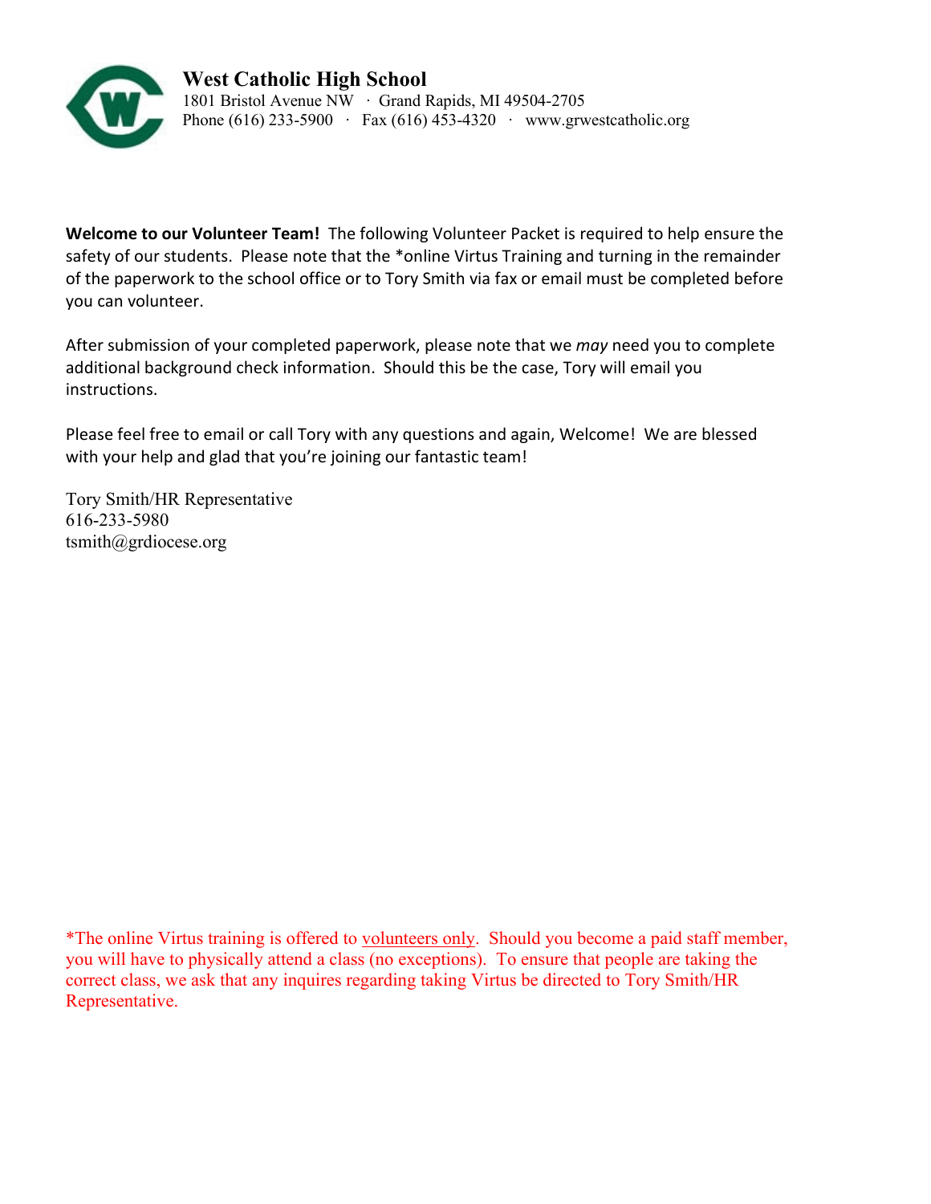**West Catholic High School**
1801 Bristol Avenue NW · Grand Rapids, MI 49504-2705
Phone (616) 233-5900 · Fax (616) 453-4320 · www.grwestcatholic.org

**Welcome to our Volunteer Team!** The following Volunteer Packet is required to help ensure the safety of our students. Please note that the *online Virtus Training and turning in the remainder of the paperwork to the school office or to Tory Smith via fax or email must be completed before you can volunteer.

After submission of your completed paperwork, please note that we *may* need you to complete additional background check information. Should this be the case, Tory will email you instructions.

Please feel free to email or call Tory with any questions and again, Welcome! We are blessed with your help and glad that you're joining our fantastic team!

Tory Smith/HR Representative
616-233-5980
tsmith@grdiocese.org

*The online Virtus training is offered to volunteers only. Should you become a paid staff member, you will have to physically attend a class (no exceptions). To ensure that people are taking the correct class, we ask that any inquires regarding taking Virtus be directed to Tory Smith/HR Representative.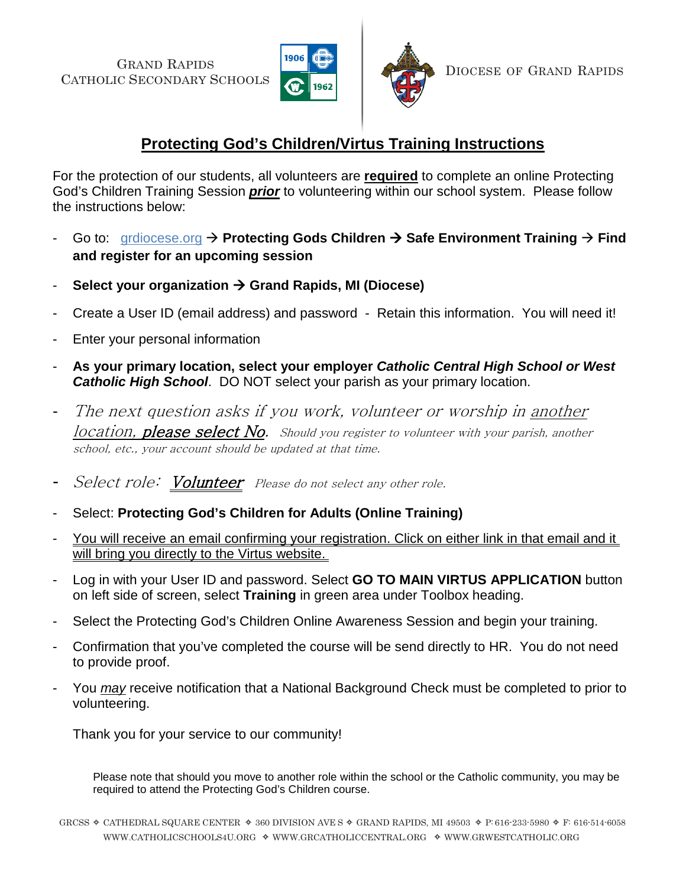Grand Rapids
Catholic Secondary Schools

Diocese of Grand Rapids

# Protecting God's Children/Virtus Training Instructions

For the protection of our students, all volunteers are **required** to complete an online Protecting God's Children Training Session ***prior*** to volunteering within our school system. Please follow the instructions below:

- Go to: grdiocese.org → **Protecting Gods Children → Safe Environment Training → Find and register for an upcoming session**
- **Select your organization → Grand Rapids, MI (Diocese)**
- Create a User ID (email address) and password - Retain this information. You will need it!
- Enter your personal information
- **As your primary location, select your employer *Catholic Central High School or West Catholic High School***. DO NOT select your parish as your primary location.
- *The next question asks if you work, volunteer or worship in another location, **please select No**. Should you register to volunteer with your parish, another school, etc., your account should be updated at that time.*
- *Select role: **Volunteer** Please do not select any other role.*
- Select: **Protecting God's Children for Adults (Online Training)**
- You will receive an email confirming your registration. Click on either link in that email and it will bring you directly to the Virtus website.
- Log in with your User ID and password. Select **GO TO MAIN VIRTUS APPLICATION** button on left side of screen, select **Training** in green area under Toolbox heading.
- Select the Protecting God's Children Online Awareness Session and begin your training.
- Confirmation that you've completed the course will be send directly to HR. You do not need to provide proof.
- You *may* receive notification that a National Background Check must be completed to prior to volunteering.

Thank you for your service to our community!

Please note that should you move to another role within the school or the Catholic community, you may be required to attend the Protecting God's Children course.

GRCSS ❖ CATHEDRAL SQUARE CENTER ❖ 360 DIVISION AVE S ❖ GRAND RAPIDS, MI 49503 ❖ P: 616-233-5980 ❖ F: 616-514-6058
WWW.CATHOLICSCHOOLS4U.ORG ❖ WWW.GRCATHOLICCENTRAL.ORG ❖ WWW.GRWESTCATHOLIC.ORG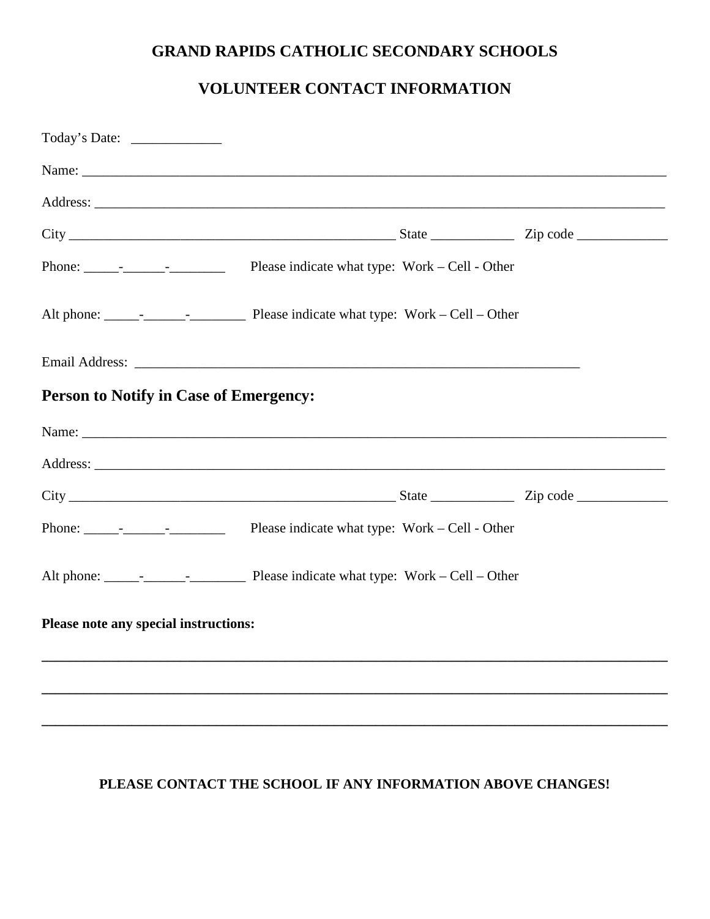# GRAND RAPIDS CATHOLIC SECONDARY SCHOOLS

## VOLUNTEER CONTACT INFORMATION

Today's Date: _____________

Name: ________________________________________________________________________________________

Address: ______________________________________________________________________________________

City _________________________________________________ State ____________ Zip code _____________

Phone: _____-______-________ Please indicate what type: Work – Cell - Other

Alt phone: _____-______-________ Please indicate what type: Work – Cell – Other

Email Address: ___________________________________________________________________

### Person to Notify in Case of Emergency:

Name: ________________________________________________________________________________________

Address: ______________________________________________________________________________________

City _________________________________________________ State ____________ Zip code _____________

Phone: _____-______-________ Please indicate what type: Work – Cell - Other

Alt phone: _____-______-________ Please indicate what type: Work – Cell – Other

**Please note any special instructions:**

______________________________________________________________________________________________

______________________________________________________________________________________________

______________________________________________________________________________________________

**PLEASE CONTACT THE SCHOOL IF ANY INFORMATION ABOVE CHANGES!**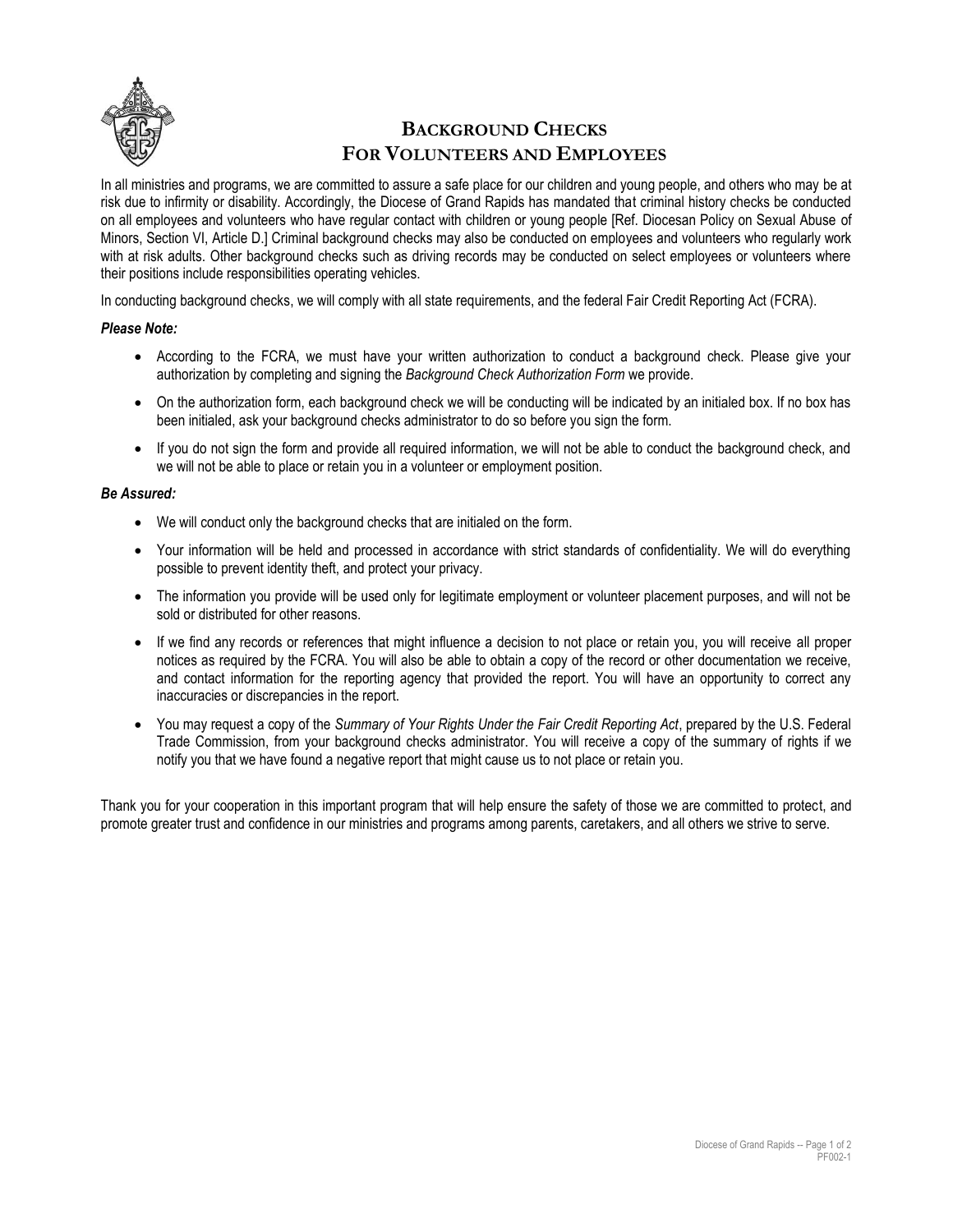# Background Checks For Volunteers and Employees

In all ministries and programs, we are committed to assure a safe place for our children and young people, and others who may be at risk due to infirmity or disability. Accordingly, the Diocese of Grand Rapids has mandated that criminal history checks be conducted on all employees and volunteers who have regular contact with children or young people [Ref. Diocesan Policy on Sexual Abuse of Minors, Section VI, Article D.] Criminal background checks may also be conducted on employees and volunteers who regularly work with at risk adults. Other background checks such as driving records may be conducted on select employees or volunteers where their positions include responsibilities operating vehicles.

In conducting background checks, we will comply with all state requirements, and the federal Fair Credit Reporting Act (FCRA).

***Please Note:***

- According to the FCRA, we must have your written authorization to conduct a background check. Please give your authorization by completing and signing the *Background Check Authorization Form* we provide.
- On the authorization form, each background check we will be conducting will be indicated by an initialed box. If no box has been initialed, ask your background checks administrator to do so before you sign the form.
- If you do not sign the form and provide all required information, we will not be able to conduct the background check, and we will not be able to place or retain you in a volunteer or employment position.

***Be Assured:***

- We will conduct only the background checks that are initialed on the form.
- Your information will be held and processed in accordance with strict standards of confidentiality. We will do everything possible to prevent identity theft, and protect your privacy.
- The information you provide will be used only for legitimate employment or volunteer placement purposes, and will not be sold or distributed for other reasons.
- If we find any records or references that might influence a decision to not place or retain you, you will receive all proper notices as required by the FCRA. You will also be able to obtain a copy of the record or other documentation we receive, and contact information for the reporting agency that provided the report. You will have an opportunity to correct any inaccuracies or discrepancies in the report.
- You may request a copy of the *Summary of Your Rights Under the Fair Credit Reporting Act*, prepared by the U.S. Federal Trade Commission, from your background checks administrator. You will receive a copy of the summary of rights if we notify you that we have found a negative report that might cause us to not place or retain you.

Thank you for your cooperation in this important program that will help ensure the safety of those we are committed to protect, and promote greater trust and confidence in our ministries and programs among parents, caretakers, and all others we strive to serve.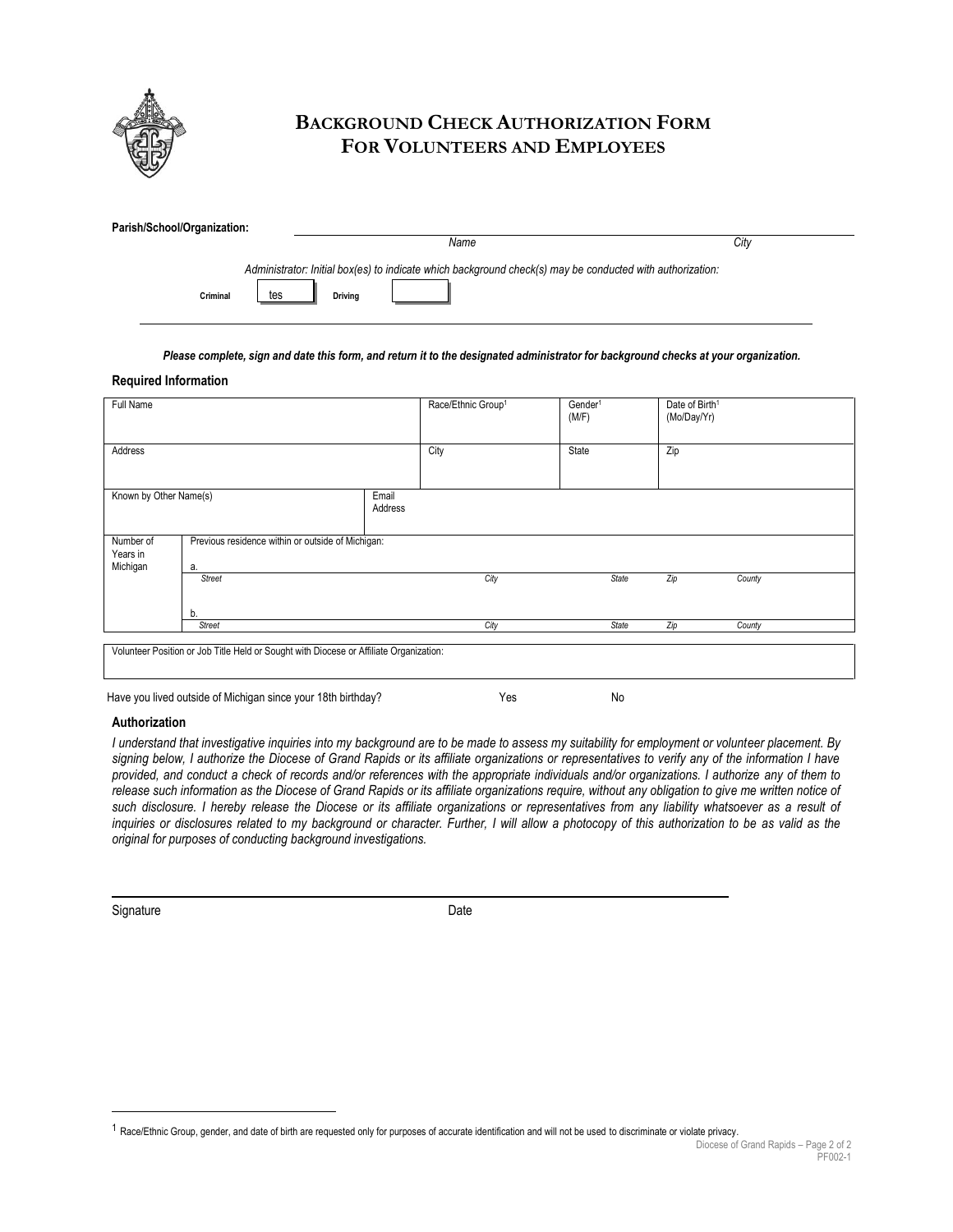# BACKGROUND CHECK AUTHORIZATION FORM FOR VOLUNTEERS AND EMPLOYEES

**Parish/School/Organization:**

| *Name* | *City* |
|---|---|

*Administrator: Initial box(es) to indicate which background check(s) may be conducted with authorization:*

**Criminal** tes **Driving**

***Please complete, sign and date this form, and return it to the designated administrator for background checks at your organization.***

**Required Information**

| Full Name | | | Race/Ethnic Group[1] | Gender[1] (M/F) | Date of Birth[1] (Mo/Day/Yr) | |
|---|---|---|---|---|---|---|
| Address | | | City | State | Zip | |
| Known by Other Name(s) | | Email Address | | | | |
| Number of Years in Michigan | Previous residence within or outside of Michigan: a. | | | | | |
| | *Street* | | *City* | *State* | *Zip* | *County* |
| | b. | | | | | |
| | *Street* | | *City* | *State* | *Zip* | *County* |

Volunteer Position or Job Title Held or Sought with Diocese or Affiliate Organization:

Have you lived outside of Michigan since your 18th birthday? Yes No

**Authorization**

*I understand that investigative inquiries into my background are to be made to assess my suitability for employment or volunteer placement. By signing below, I authorize the Diocese of Grand Rapids or its affiliate organizations or representatives to verify any of the information I have provided, and conduct a check of records and/or references with the appropriate individuals and/or organizations. I authorize any of them to release such information as the Diocese of Grand Rapids or its affiliate organizations require, without any obligation to give me written notice of such disclosure. I hereby release the Diocese or its affiliate organizations or representatives from any liability whatsoever as a result of inquiries or disclosures related to my background or character. Further, I will allow a photocopy of this authorization to be as valid as the original for purposes of conducting background investigations.*

Signature Date

[1] Race/Ethnic Group, gender, and date of birth are requested only for purposes of accurate identification and will not be used to discriminate or violate privacy.

PF002-1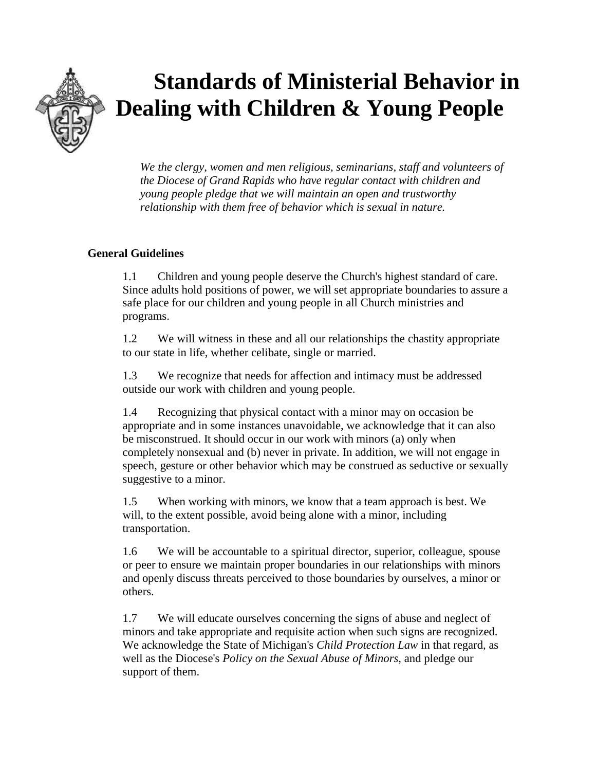# Standards of Ministerial Behavior in Dealing with Children & Young People

*We the clergy, women and men religious, seminarians, staff and volunteers of the Diocese of Grand Rapids who have regular contact with children and young people pledge that we will maintain an open and trustworthy relationship with them free of behavior which is sexual in nature.*

## General Guidelines

1.1 Children and young people deserve the Church's highest standard of care. Since adults hold positions of power, we will set appropriate boundaries to assure a safe place for our children and young people in all Church ministries and programs.

1.2 We will witness in these and all our relationships the chastity appropriate to our state in life, whether celibate, single or married.

1.3 We recognize that needs for affection and intimacy must be addressed outside our work with children and young people.

1.4 Recognizing that physical contact with a minor may on occasion be appropriate and in some instances unavoidable, we acknowledge that it can also be misconstrued. It should occur in our work with minors (a) only when completely nonsexual and (b) never in private. In addition, we will not engage in speech, gesture or other behavior which may be construed as seductive or sexually suggestive to a minor.

1.5 When working with minors, we know that a team approach is best. We will, to the extent possible, avoid being alone with a minor, including transportation.

1.6 We will be accountable to a spiritual director, superior, colleague, spouse or peer to ensure we maintain proper boundaries in our relationships with minors and openly discuss threats perceived to those boundaries by ourselves, a minor or others.

1.7 We will educate ourselves concerning the signs of abuse and neglect of minors and take appropriate and requisite action when such signs are recognized. We acknowledge the State of Michigan's *Child Protection Law* in that regard, as well as the Diocese's *Policy on the Sexual Abuse of Minors,* and pledge our support of them.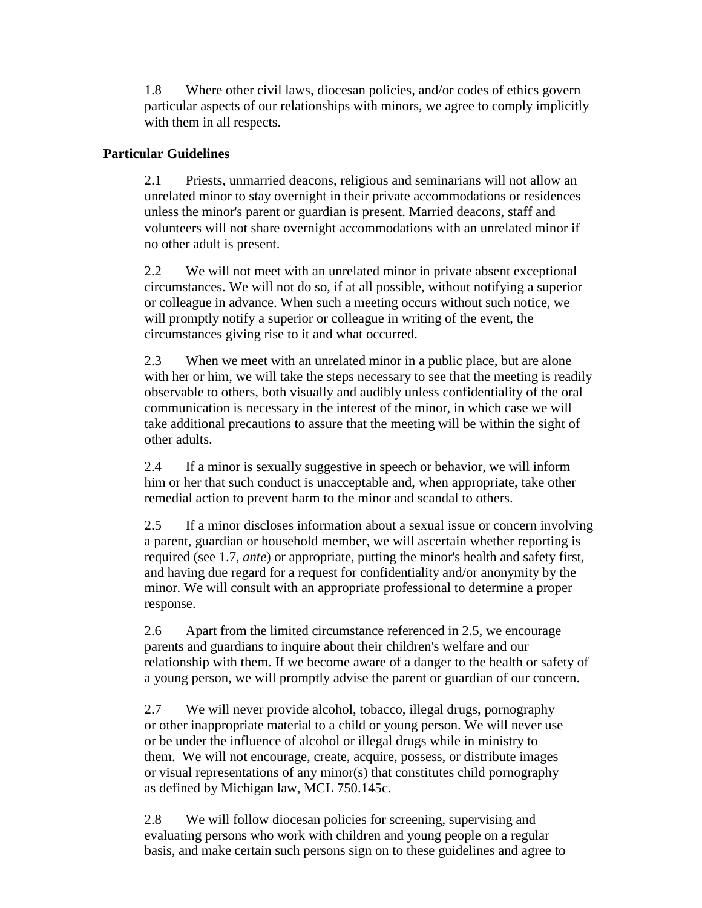1.8 Where other civil laws, diocesan policies, and/or codes of ethics govern particular aspects of our relationships with minors, we agree to comply implicitly with them in all respects.

**Particular Guidelines**

2.1 Priests, unmarried deacons, religious and seminarians will not allow an unrelated minor to stay overnight in their private accommodations or residences unless the minor's parent or guardian is present. Married deacons, staff and volunteers will not share overnight accommodations with an unrelated minor if no other adult is present.

2.2 We will not meet with an unrelated minor in private absent exceptional circumstances. We will not do so, if at all possible, without notifying a superior or colleague in advance. When such a meeting occurs without such notice, we will promptly notify a superior or colleague in writing of the event, the circumstances giving rise to it and what occurred.

2.3 When we meet with an unrelated minor in a public place, but are alone with her or him, we will take the steps necessary to see that the meeting is readily observable to others, both visually and audibly unless confidentiality of the oral communication is necessary in the interest of the minor, in which case we will take additional precautions to assure that the meeting will be within the sight of other adults.

2.4 If a minor is sexually suggestive in speech or behavior, we will inform him or her that such conduct is unacceptable and, when appropriate, take other remedial action to prevent harm to the minor and scandal to others.

2.5 If a minor discloses information about a sexual issue or concern involving a parent, guardian or household member, we will ascertain whether reporting is required (see 1.7, *ante*) or appropriate, putting the minor's health and safety first, and having due regard for a request for confidentiality and/or anonymity by the minor. We will consult with an appropriate professional to determine a proper response.

2.6 Apart from the limited circumstance referenced in 2.5, we encourage parents and guardians to inquire about their children's welfare and our relationship with them. If we become aware of a danger to the health or safety of a young person, we will promptly advise the parent or guardian of our concern.

2.7 We will never provide alcohol, tobacco, illegal drugs, pornography or other inappropriate material to a child or young person. We will never use or be under the influence of alcohol or illegal drugs while in ministry to them. We will not encourage, create, acquire, possess, or distribute images or visual representations of any minor(s) that constitutes child pornography as defined by Michigan law, MCL 750.145c.

2.8 We will follow diocesan policies for screening, supervising and evaluating persons who work with children and young people on a regular basis, and make certain such persons sign on to these guidelines and agree to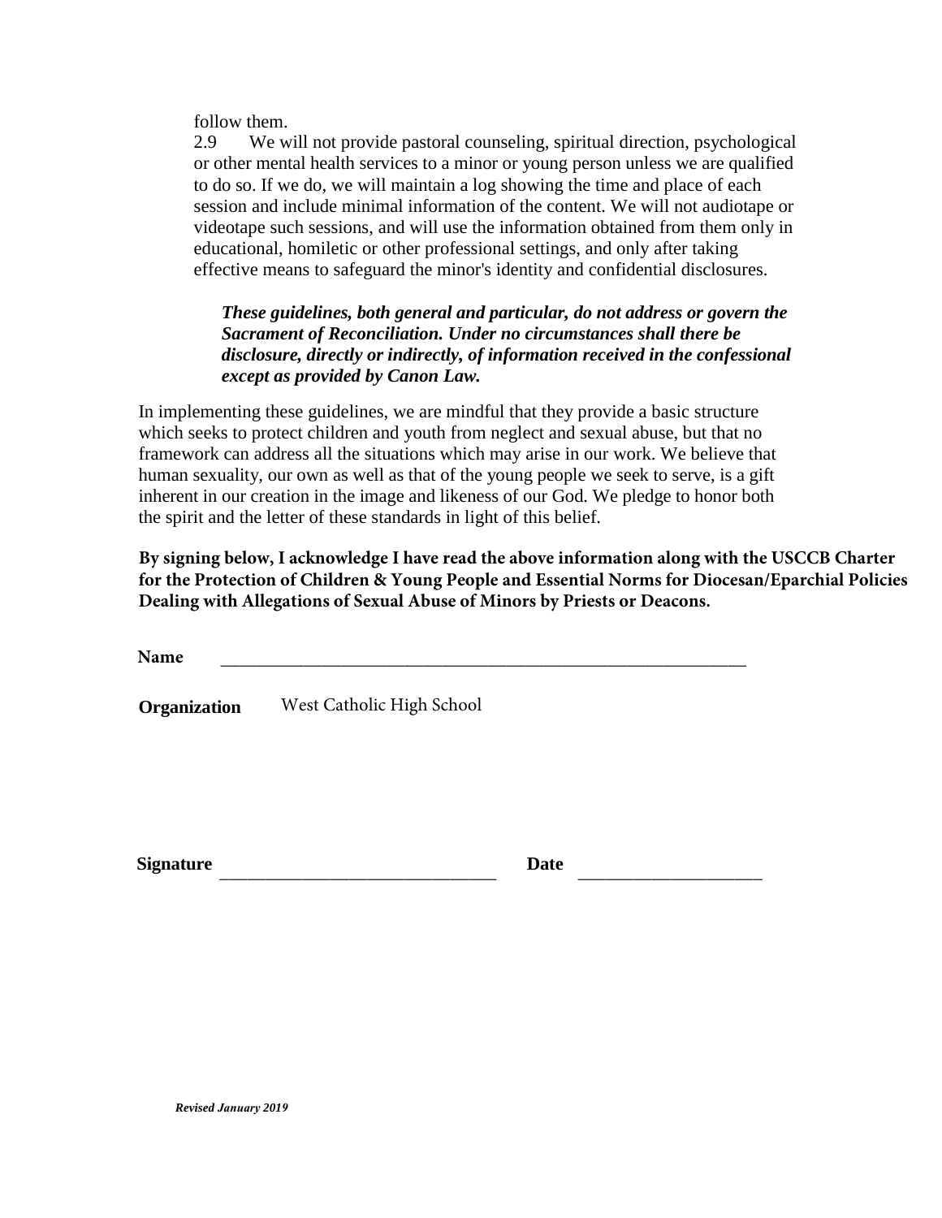follow them.

2.9 We will not provide pastoral counseling, spiritual direction, psychological or other mental health services to a minor or young person unless we are qualified to do so. If we do, we will maintain a log showing the time and place of each session and include minimal information of the content. We will not audiotape or videotape such sessions, and will use the information obtained from them only in educational, homiletic or other professional settings, and only after taking effective means to safeguard the minor's identity and confidential disclosures.

***These guidelines, both general and particular, do not address or govern the Sacrament of Reconciliation. Under no circumstances shall there be disclosure, directly or indirectly, of information received in the confessional except as provided by Canon Law.***

In implementing these guidelines, we are mindful that they provide a basic structure which seeks to protect children and youth from neglect and sexual abuse, but that no framework can address all the situations which may arise in our work. We believe that human sexuality, our own as well as that of the young people we seek to serve, is a gift inherent in our creation in the image and likeness of our God. We pledge to honor both the spirit and the letter of these standards in light of this belief.

**By signing below, I acknowledge I have read the above information along with the USCCB Charter for the Protection of Children & Young People and Essential Norms for Diocesan/Eparchial Policies Dealing with Allegations of Sexual Abuse of Minors by Priests or Deacons.**

**Name** ____________________________________________________________

**Organization** West Catholic High School

**Signature** _______________________________ **Date** ____________________

***Revised January 2019***